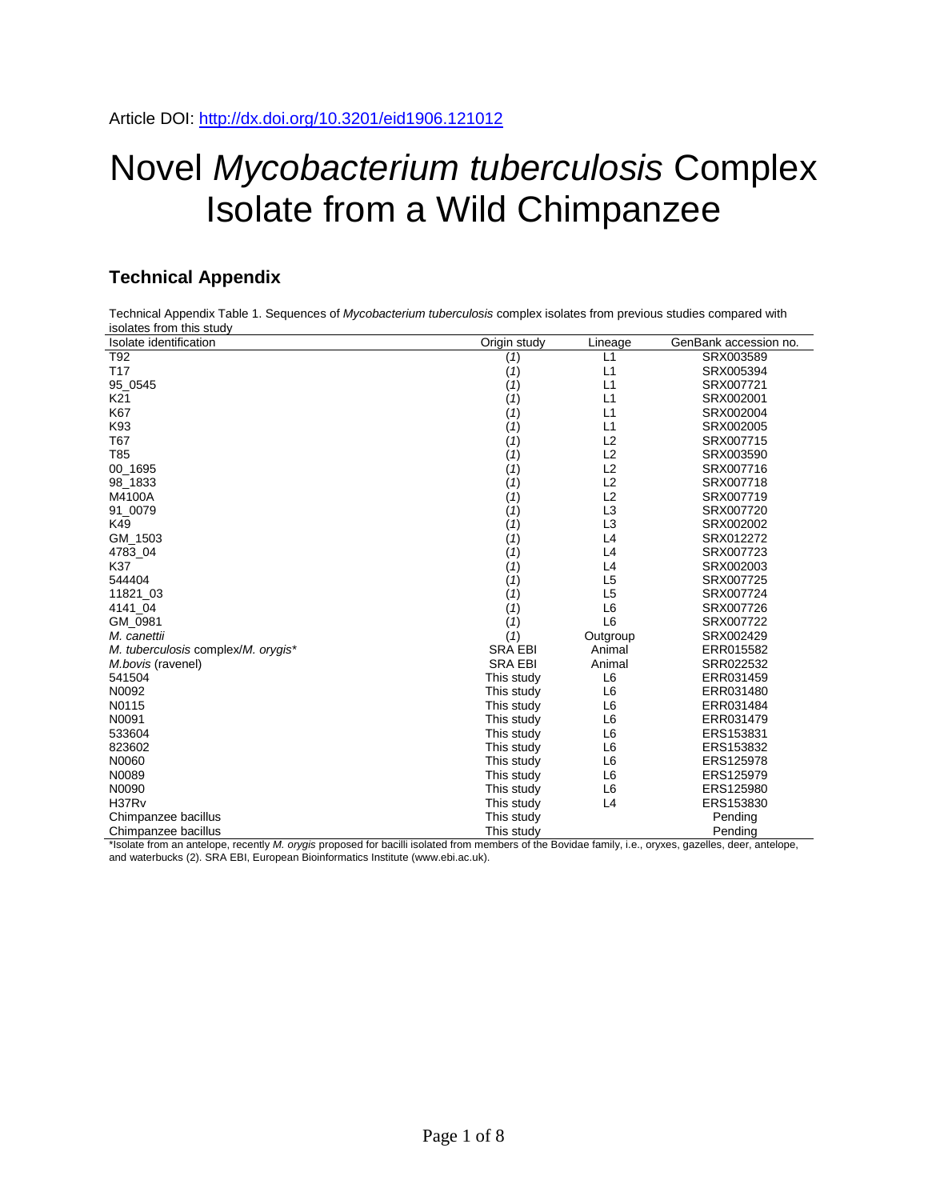Article DOI: http://dx.doi.org/10.3201/eid1906.121012

# Novel *Mycobacterium tuberculosis* Complex Isolate from a Wild Chimpanzee

## Technical Appendix

Technical Appendix Table 1. Sequences of *Mycobacterium tuberculosis* complex isolates from previous studies compared with isolates from this study

| Isolate identification | Origin study | Lineage | GenBank accession no. |
|---|---|---|---|
| T92 | (*1*) | L1 | SRX003589 |
| T17 | (*1*) | L1 | SRX005394 |
| 95_0545 | (*1*) | L1 | SRX007721 |
| K21 | (*1*) | L1 | SRX002001 |
| K67 | (*1*) | L1 | SRX002004 |
| K93 | (*1*) | L1 | SRX002005 |
| T67 | (*1*) | L2 | SRX007715 |
| T85 | (*1*) | L2 | SRX003590 |
| 00_1695 | (*1*) | L2 | SRX007716 |
| 98_1833 | (*1*) | L2 | SRX007718 |
| M4100A | (*1*) | L2 | SRX007719 |
| 91_0079 | (*1*) | L3 | SRX007720 |
| K49 | (*1*) | L3 | SRX002002 |
| GM_1503 | (*1*) | L4 | SRX012272 |
| 4783_04 | (*1*) | L4 | SRX007723 |
| K37 | (*1*) | L4 | SRX002003 |
| 544404 | (*1*) | L5 | SRX007725 |
| 11821_03 | (*1*) | L5 | SRX007724 |
| 4141_04 | (*1*) | L6 | SRX007726 |
| GM_0981 | (*1*) | L6 | SRX007722 |
| *M. canettii* | (*1*) | Outgroup | SRX002429 |
| *M. tuberculosis* complex/*M. orygis** | SRA EBI | Animal | ERR015582 |
| *M.bovis* (ravenel) | SRA EBI | Animal | SRR022532 |
| 541504 | This study | L6 | ERR031459 |
| N0092 | This study | L6 | ERR031480 |
| N0115 | This study | L6 | ERR031484 |
| N0091 | This study | L6 | ERR031479 |
| 533604 | This study | L6 | ERS153831 |
| 823602 | This study | L6 | ERS153832 |
| N0060 | This study | L6 | ERS125978 |
| N0089 | This study | L6 | ERS125979 |
| N0090 | This study | L6 | ERS125980 |
| H37Rv | This study | L4 | ERS153830 |
| Chimpanzee bacillus | This study | | Pending |
| Chimpanzee bacillus | This study | | Pending |

*Isolate from an antelope, recently *M. orygis* proposed for bacilli isolated from members of the Bovidae family, i.e., oryxes, gazelles, deer, antelope, and waterbucks (2). SRA EBI, European Bioinformatics Institute (www.ebi.ac.uk).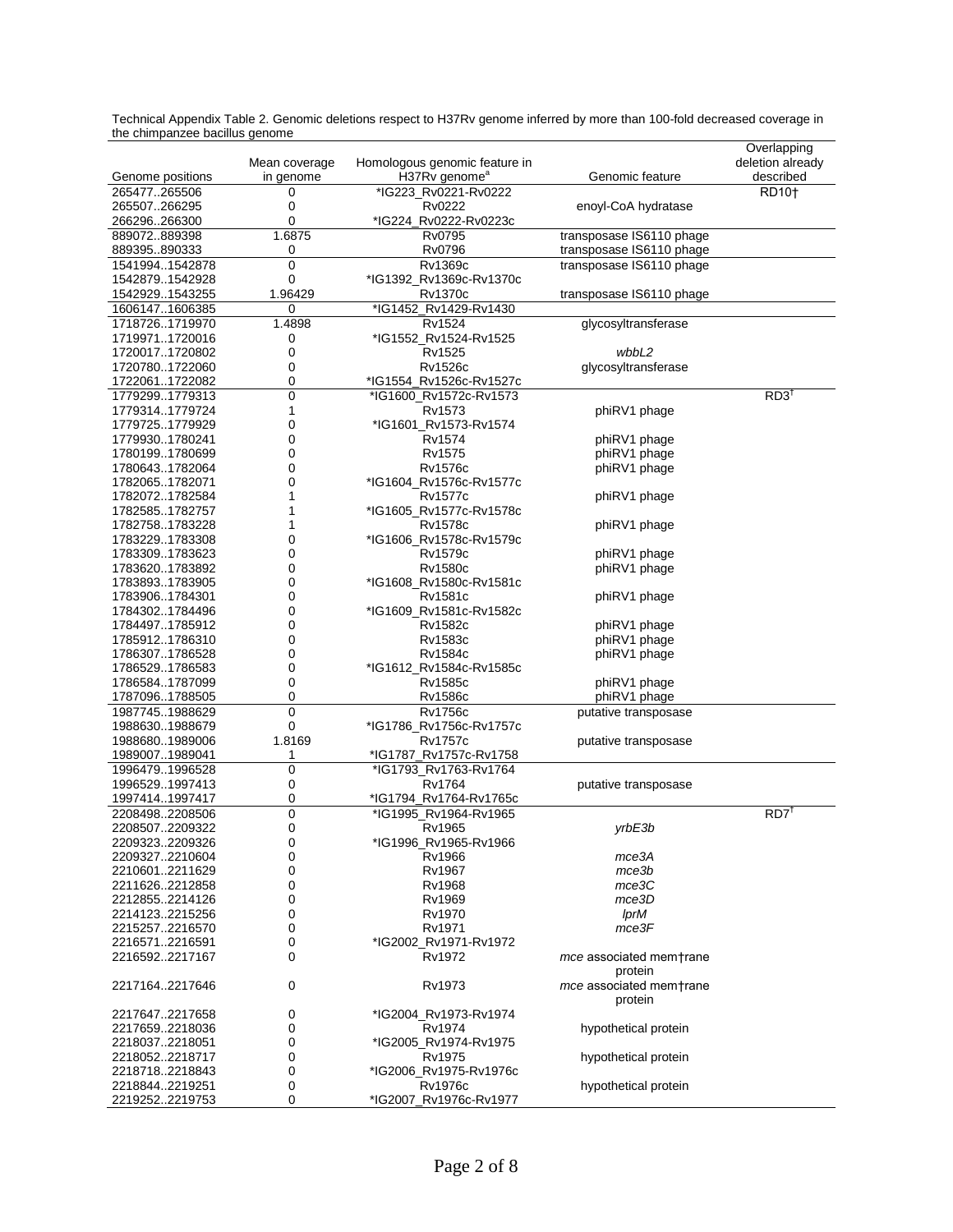Technical Appendix Table 2. Genomic deletions respect to H37Rv genome inferred by more than 100-fold decreased coverage in the chimpanzee bacillus genome

| Genome positions | Mean coverage in genome | Homologous genomic feature in H37Rv genome[a] | Genomic feature | Overlapping deletion already described |
|---|---|---|---|---|
| 265477..265506 | 0 | *IG223_Rv0221-Rv0222 | | RD10† |
| 265507..266295 | 0 | Rv0222 | enoyl-CoA hydratase | |
| 266296..266300 | 0 | *IG224_Rv0222-Rv0223c | | |
| 889072..889398 | 1.6875 | Rv0795 | transposase IS6110 phage | |
| 889395..890333 | 0 | Rv0796 | transposase IS6110 phage | |
| 1541994..1542878 | 0 | Rv1369c | transposase IS6110 phage | |
| 1542879..1542928 | 0 | *IG1392_Rv1369c-Rv1370c | | |
| 1542929..1543255 | 1.96429 | Rv1370c | transposase IS6110 phage | |
| 1606147..1606385 | 0 | *IG1452_Rv1429-Rv1430 | | |
| 1718726..1719970 | 1.4898 | Rv1524 | glycosyltransferase | |
| 1719971..1720016 | 0 | *IG1552_Rv1524-Rv1525 | | |
| 1720017..1720802 | 0 | Rv1525 | *wbbL2* | |
| 1720780..1722060 | 0 | Rv1526c | glycosyltransferase | |
| 1722061..1722082 | 0 | *IG1554_Rv1526c-Rv1527c | | |
| 1779299..1779313 | 0 | *IG1600_Rv1572c-Rv1573 | | RD3[†] |
| 1779314..1779724 | 1 | Rv1573 | phiRV1 phage | |
| 1779725..1779929 | 0 | *IG1601_Rv1573-Rv1574 | | |
| 1779930..1780241 | 0 | Rv1574 | phiRV1 phage | |
| 1780199..1780699 | 0 | Rv1575 | phiRV1 phage | |
| 1780643..1782064 | 0 | Rv1576c | phiRV1 phage | |
| 1782065..1782071 | 0 | *IG1604_Rv1576c-Rv1577c | | |
| 1782072..1782584 | 1 | Rv1577c | phiRV1 phage | |
| 1782585..1782757 | 1 | *IG1605_Rv1577c-Rv1578c | | |
| 1782758..1783228 | 1 | Rv1578c | phiRV1 phage | |
| 1783229..1783308 | 0 | *IG1606_Rv1578c-Rv1579c | | |
| 1783309..1783623 | 0 | Rv1579c | phiRV1 phage | |
| 1783620..1783892 | 0 | Rv1580c | phiRV1 phage | |
| 1783893..1783905 | 0 | *IG1608_Rv1580c-Rv1581c | | |
| 1783906..1784301 | 0 | Rv1581c | phiRV1 phage | |
| 1784302..1784496 | 0 | *IG1609_Rv1581c-Rv1582c | | |
| 1784497..1785912 | 0 | Rv1582c | phiRV1 phage | |
| 1785912..1786310 | 0 | Rv1583c | phiRV1 phage | |
| 1786307..1786528 | 0 | Rv1584c | phiRV1 phage | |
| 1786529..1786583 | 0 | *IG1612_Rv1584c-Rv1585c | | |
| 1786584..1787099 | 0 | Rv1585c | phiRV1 phage | |
| 1787096..1788505 | 0 | Rv1586c | phiRV1 phage | |
| 1987745..1988629 | 0 | Rv1756c | putative transposase | |
| 1988630..1988679 | 0 | *IG1786_Rv1756c-Rv1757c | | |
| 1988680..1989006 | 1.8169 | Rv1757c | putative transposase | |
| 1989007..1989041 | 1 | *IG1787_Rv1757c-Rv1758 | | |
| 1996479..1996528 | 0 | *IG1793_Rv1763-Rv1764 | | |
| 1996529..1997413 | 0 | Rv1764 | putative transposase | |
| 1997414..1997417 | 0 | *IG1794_Rv1764-Rv1765c | | |
| 2208498..2208506 | 0 | *IG1995_Rv1964-Rv1965 | | RD7[†] |
| 2208507..2209322 | 0 | Rv1965 | *yrbE3b* | |
| 2209323..2209326 | 0 | *IG1996_Rv1965-Rv1966 | | |
| 2209327..2210604 | 0 | Rv1966 | *mce3A* | |
| 2210601..2211629 | 0 | Rv1967 | *mce3b* | |
| 2211626..2212858 | 0 | Rv1968 | *mce3C* | |
| 2212855..2214126 | 0 | Rv1969 | *mce3D* | |
| 2214123..2215256 | 0 | Rv1970 | *lprM* | |
| 2215257..2216570 | 0 | Rv1971 | *mce3F* | |
| 2216571..2216591 | 0 | *IG2002_Rv1971-Rv1972 | | |
| 2216592..2217167 | 0 | Rv1972 | *mce* associated mem†rane protein | |
| 2217164..2217646 | 0 | Rv1973 | *mce* associated mem†rane protein | |
| 2217647..2217658 | 0 | *IG2004_Rv1973-Rv1974 | | |
| 2217659..2218036 | 0 | Rv1974 | hypothetical protein | |
| 2218037..2218051 | 0 | *IG2005_Rv1974-Rv1975 | | |
| 2218052..2218717 | 0 | Rv1975 | hypothetical protein | |
| 2218718..2218843 | 0 | *IG2006_Rv1975-Rv1976c | | |
| 2218844..2219251 | 0 | Rv1976c | hypothetical protein | |
| 2219252..2219753 | 0 | *IG2007_Rv1976c-Rv1977 | | |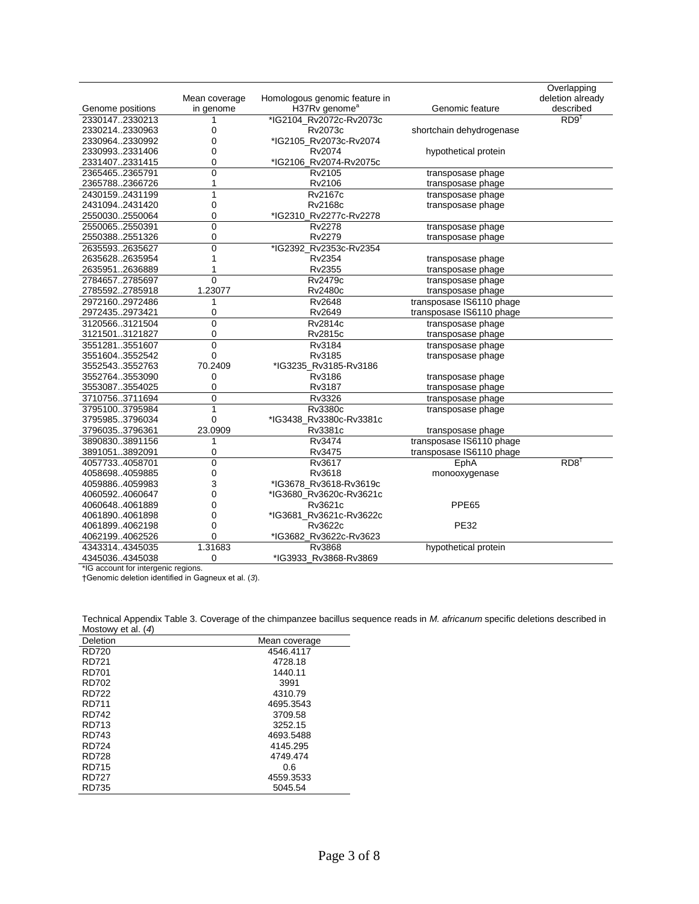| Genome positions | Mean coverage in genome | Homologous genomic feature in H37Rv genome[a] | Genomic feature | Overlapping deletion already described |
|---|---|---|---|---|
| 2330147..2330213 | 1 | *IG2104_Rv2072c-Rv2073c | | RD9[†] |
| 2330214..2330963 | 0 | Rv2073c | shortchain dehydrogenase | |
| 2330964..2330992 | 0 | *IG2105_Rv2073c-Rv2074 | | |
| 2330993..2331406 | 0 | Rv2074 | hypothetical protein | |
| 2331407..2331415 | 0 | *IG2106_Rv2074-Rv2075c | | |
| 2365465..2365791 | 0 | Rv2105 | transposase phage | |
| 2365788..2366726 | 1 | Rv2106 | transposase phage | |
| 2430159..2431199 | 1 | Rv2167c | transposase phage | |
| 2431094..2431420 | 0 | Rv2168c | transposase phage | |
| 2550030..2550064 | 0 | *IG2310_Rv2277c-Rv2278 | | |
| 2550065..2550391 | 0 | Rv2278 | transposase phage | |
| 2550388..2551326 | 0 | Rv2279 | transposase phage | |
| 2635593..2635627 | 0 | *IG2392_Rv2353c-Rv2354 | | |
| 2635628..2635954 | 1 | Rv2354 | transposase phage | |
| 2635951..2636889 | 1 | Rv2355 | transposase phage | |
| 2784657..2785697 | 0 | Rv2479c | transposase phage | |
| 2785592..2785918 | 1.23077 | Rv2480c | transposase phage | |
| 2972160..2972486 | 1 | Rv2648 | transposase IS6110 phage | |
| 2972435..2973421 | 0 | Rv2649 | transposase IS6110 phage | |
| 3120566..3121504 | 0 | Rv2814c | transposase phage | |
| 3121501..3121827 | 0 | Rv2815c | transposase phage | |
| 3551281..3551607 | 0 | Rv3184 | transposase phage | |
| 3551604..3552542 | 0 | Rv3185 | transposase phage | |
| 3552543..3552763 | 70.2409 | *IG3235_Rv3185-Rv3186 | | |
| 3552764..3553090 | 0 | Rv3186 | transposase phage | |
| 3553087..3554025 | 0 | Rv3187 | transposase phage | |
| 3710756..3711694 | 0 | Rv3326 | transposase phage | |
| 3795100..3795984 | 1 | Rv3380c | transposase phage | |
| 3795985..3796034 | 0 | *IG3438_Rv3380c-Rv3381c | | |
| 3796035..3796361 | 23.0909 | Rv3381c | transposase phage | |
| 3890830..3891156 | 1 | Rv3474 | transposase IS6110 phage | |
| 3891051..3892091 | 0 | Rv3475 | transposase IS6110 phage | |
| 4057733..4058701 | 0 | Rv3617 | EphA | RD8[†] |
| 4058698..4059885 | 0 | Rv3618 | monooxygenase | |
| 4059886..4059983 | 3 | *IG3678_Rv3618-Rv3619c | | |
| 4060592..4060647 | 0 | *IG3680_Rv3620c-Rv3621c | | |
| 4060648..4061889 | 0 | Rv3621c | PPE65 | |
| 4061890..4061898 | 0 | *IG3681_Rv3621c-Rv3622c | | |
| 4061899..4062198 | 0 | Rv3622c | PE32 | |
| 4062199..4062526 | 0 | *IG3682_Rv3622c-Rv3623 | | |
| 4343314..4345035 | 1.31683 | Rv3868 | hypothetical protein | |
| 4345036..4345038 | 0 | *IG3933_Rv3868-Rv3869 | | |

*IG account for intergenic regions.

†Genomic deletion identified in Gagneux et al. (*3*).

Technical Appendix Table 3. Coverage of the chimpanzee bacillus sequence reads in *M. africanum* specific deletions described in Mostowy et al. (*4*)

| Deletion | Mean coverage |
|---|---|
| RD720 | 4546.4117 |
| RD721 | 4728.18 |
| RD701 | 1440.11 |
| RD702 | 3991 |
| RD722 | 4310.79 |
| RD711 | 4695.3543 |
| RD742 | 3709.58 |
| RD713 | 3252.15 |
| RD743 | 4693.5488 |
| RD724 | 4145.295 |
| RD728 | 4749.474 |
| RD715 | 0.6 |
| RD727 | 4559.3533 |
| RD735 | 5045.54 |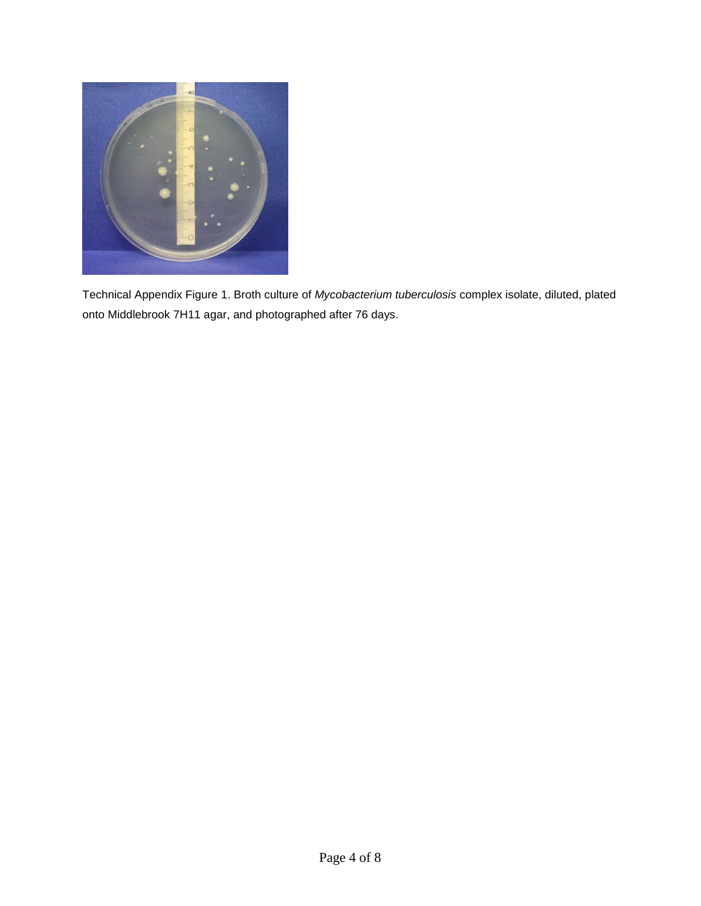Technical Appendix Figure 1. Broth culture of *Mycobacterium tuberculosis* complex isolate, diluted, plated onto Middlebrook 7H11 agar, and photographed after 76 days.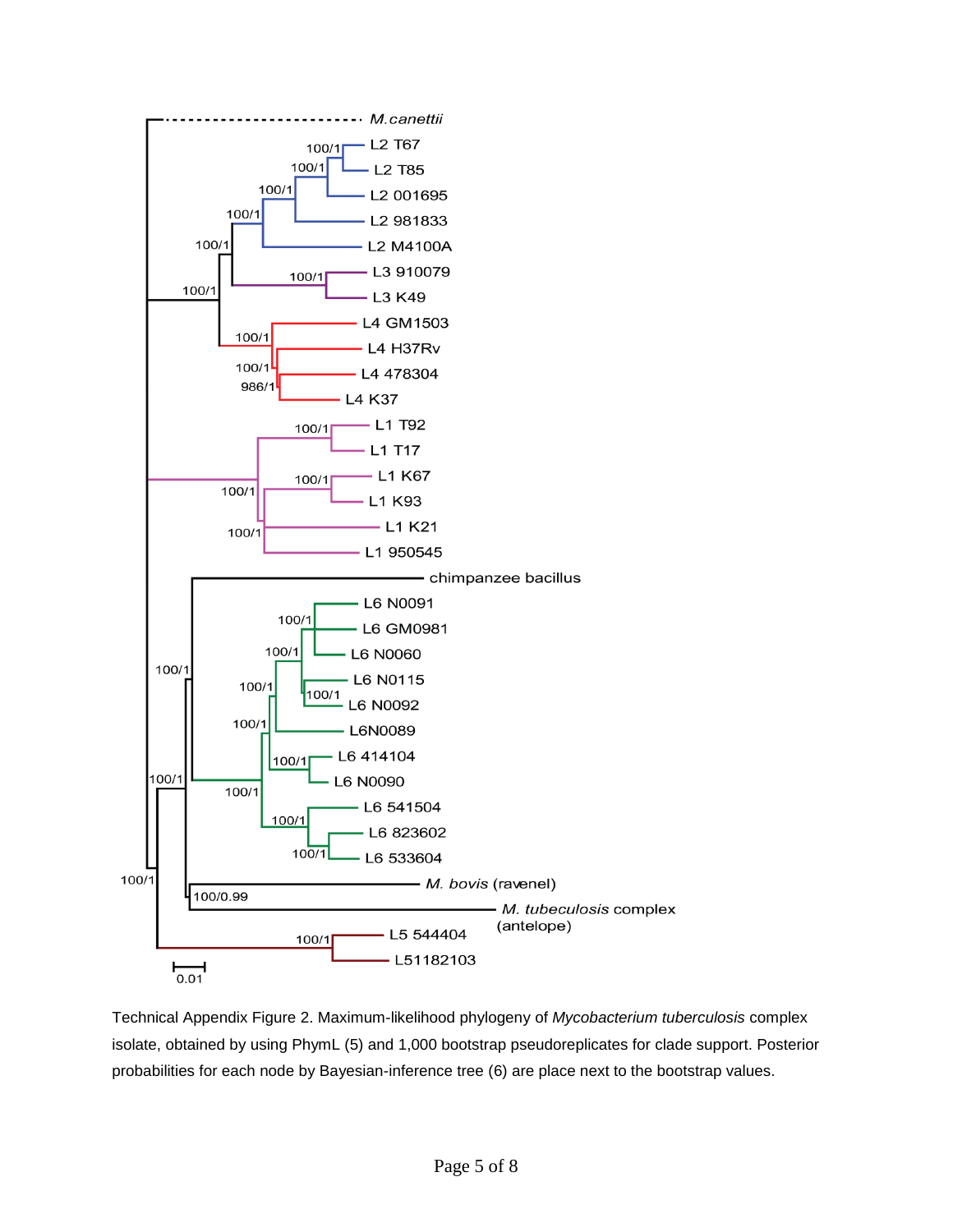Technical Appendix Figure 2. Maximum-likelihood phylogeny of *Mycobacterium tuberculosis* complex isolate, obtained by using PhymL (5) and 1,000 bootstrap pseudoreplicates for clade support. Posterior probabilities for each node by Bayesian-inference tree (6) are place next to the bootstrap values.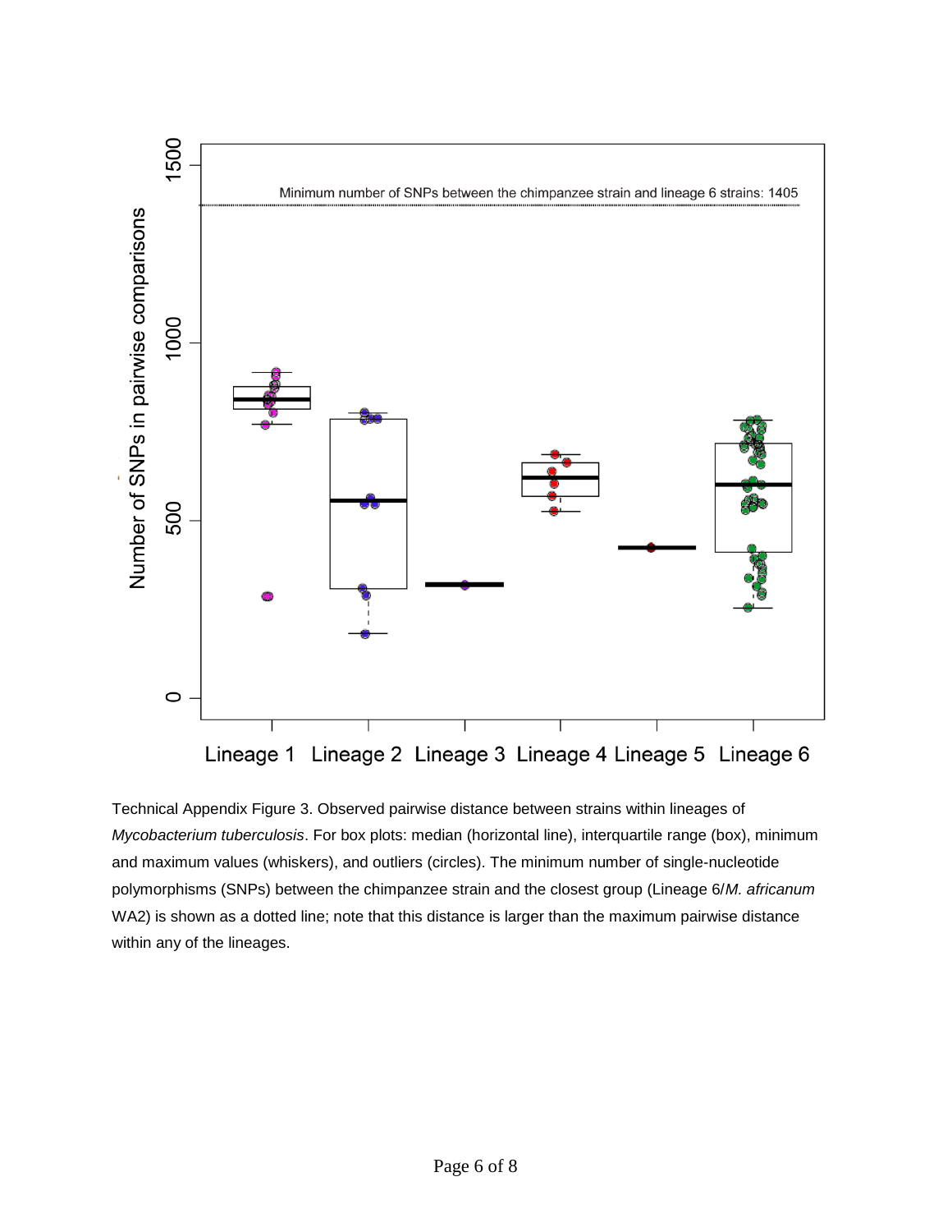Technical Appendix Figure 3. Observed pairwise distance between strains within lineages of *Mycobacterium tuberculosis*. For box plots: median (horizontal line), interquartile range (box), minimum and maximum values (whiskers), and outliers (circles). The minimum number of single-nucleotide polymorphisms (SNPs) between the chimpanzee strain and the closest group (Lineage 6/*M. africanum* WA2) is shown as a dotted line; note that this distance is larger than the maximum pairwise distance within any of the lineages.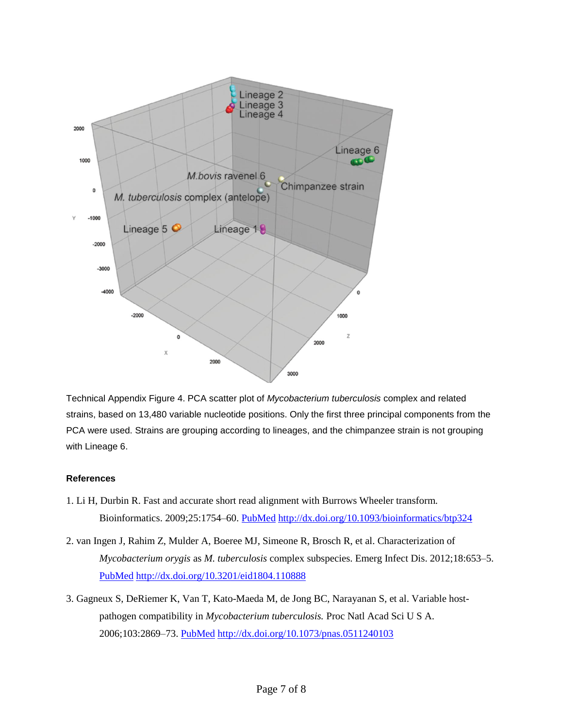Technical Appendix Figure 4. PCA scatter plot of *Mycobacterium tuberculosis* complex and related strains, based on 13,480 variable nucleotide positions. Only the first three principal components from the PCA were used. Strains are grouping according to lineages, and the chimpanzee strain is not grouping with Lineage 6.

**References**

1. Li H, Durbin R. Fast and accurate short read alignment with Burrows Wheeler transform. Bioinformatics. 2009;25:1754–60. PubMed http://dx.doi.org/10.1093/bioinformatics/btp324

2. van Ingen J, Rahim Z, Mulder A, Boeree MJ, Simeone R, Brosch R, et al. Characterization of *Mycobacterium orygis* as *M. tuberculosis* complex subspecies. Emerg Infect Dis. 2012;18:653–5. PubMed http://dx.doi.org/10.3201/eid1804.110888

3. Gagneux S, DeRiemer K, Van T, Kato-Maeda M, de Jong BC, Narayanan S, et al. Variable host-pathogen compatibility in *Mycobacterium tuberculosis.* Proc Natl Acad Sci U S A. 2006;103:2869–73. PubMed http://dx.doi.org/10.1073/pnas.0511240103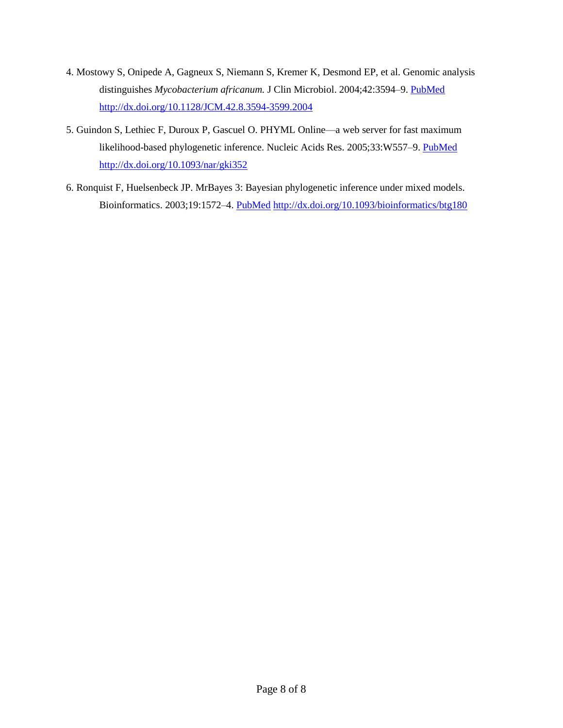4. Mostowy S, Onipede A, Gagneux S, Niemann S, Kremer K, Desmond EP, et al. Genomic analysis distinguishes *Mycobacterium africanum.* J Clin Microbiol. 2004;42:3594–9. PubMed http://dx.doi.org/10.1128/JCM.42.8.3594-3599.2004

5. Guindon S, Lethiec F, Duroux P, Gascuel O. PHYML Online—a web server for fast maximum likelihood-based phylogenetic inference. Nucleic Acids Res. 2005;33:W557–9. PubMed http://dx.doi.org/10.1093/nar/gki352

6. Ronquist F, Huelsenbeck JP. MrBayes 3: Bayesian phylogenetic inference under mixed models. Bioinformatics. 2003;19:1572–4. PubMed http://dx.doi.org/10.1093/bioinformatics/btg180